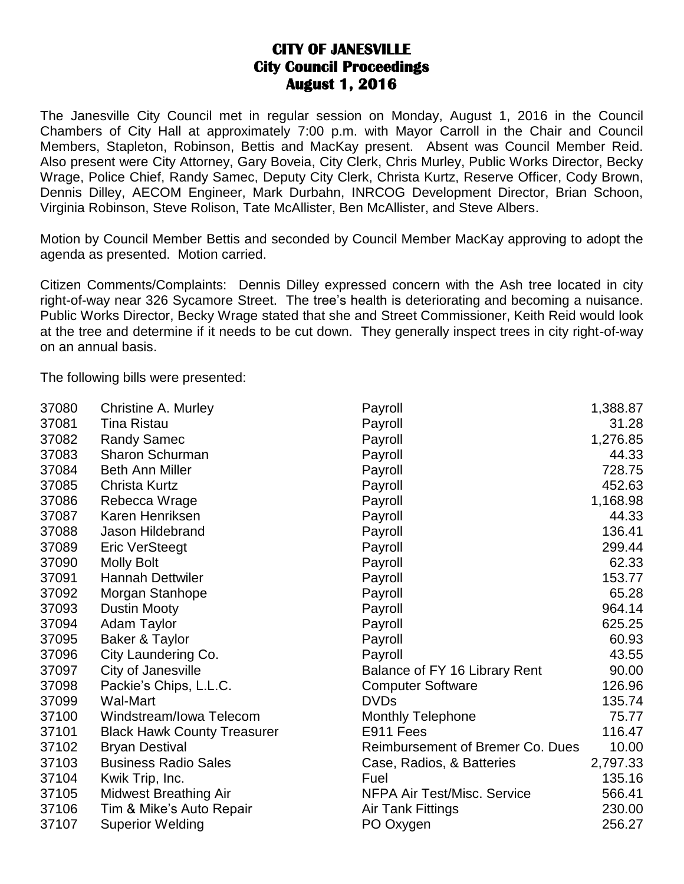# CITY OF JANESVILLE
## City Council Proceedings
## August 1, 2016

The Janesville City Council met in regular session on Monday, August 1, 2016 in the Council Chambers of City Hall at approximately 7:00 p.m. with Mayor Carroll in the Chair and Council Members, Stapleton, Robinson, Bettis and MacKay present. Absent was Council Member Reid. Also present were City Attorney, Gary Boveia, City Clerk, Chris Murley, Public Works Director, Becky Wrage, Police Chief, Randy Samec, Deputy City Clerk, Christa Kurtz, Reserve Officer, Cody Brown, Dennis Dilley, AECOM Engineer, Mark Durbahn, INRCOG Development Director, Brian Schoon, Virginia Robinson, Steve Rolison, Tate McAllister, Ben McAllister, and Steve Albers.

Motion by Council Member Bettis and seconded by Council Member MacKay approving to adopt the agenda as presented. Motion carried.

Citizen Comments/Complaints: Dennis Dilley expressed concern with the Ash tree located in city right-of-way near 326 Sycamore Street. The tree's health is deteriorating and becoming a nuisance. Public Works Director, Becky Wrage stated that she and Street Commissioner, Keith Reid would look at the tree and determine if it needs to be cut down. They generally inspect trees in city right-of-way on an annual basis.

The following bills were presented:

| | | | |
|---|---|---|---|
| 37080 | Christine A. Murley | Payroll | 1,388.87 |
| 37081 | Tina Ristau | Payroll | 31.28 |
| 37082 | Randy Samec | Payroll | 1,276.85 |
| 37083 | Sharon Schurman | Payroll | 44.33 |
| 37084 | Beth Ann Miller | Payroll | 728.75 |
| 37085 | Christa Kurtz | Payroll | 452.63 |
| 37086 | Rebecca Wrage | Payroll | 1,168.98 |
| 37087 | Karen Henriksen | Payroll | 44.33 |
| 37088 | Jason Hildebrand | Payroll | 136.41 |
| 37089 | Eric VerSteegt | Payroll | 299.44 |
| 37090 | Molly Bolt | Payroll | 62.33 |
| 37091 | Hannah Dettwiler | Payroll | 153.77 |
| 37092 | Morgan Stanhope | Payroll | 65.28 |
| 37093 | Dustin Mooty | Payroll | 964.14 |
| 37094 | Adam Taylor | Payroll | 625.25 |
| 37095 | Baker & Taylor | Payroll | 60.93 |
| 37096 | City Laundering Co. | Payroll | 43.55 |
| 37097 | City of Janesville | Balance of FY 16 Library Rent | 90.00 |
| 37098 | Packie's Chips, L.L.C. | Computer Software | 126.96 |
| 37099 | Wal-Mart | DVDs | 135.74 |
| 37100 | Windstream/Iowa Telecom | Monthly Telephone | 75.77 |
| 37101 | Black Hawk County Treasurer | E911 Fees | 116.47 |
| 37102 | Bryan Destival | Reimbursement of Bremer Co. Dues | 10.00 |
| 37103 | Business Radio Sales | Case, Radios, & Batteries | 2,797.33 |
| 37104 | Kwik Trip, Inc. | Fuel | 135.16 |
| 37105 | Midwest Breathing Air | NFPA Air Test/Misc. Service | 566.41 |
| 37106 | Tim & Mike's Auto Repair | Air Tank Fittings | 230.00 |
| 37107 | Superior Welding | PO Oxygen | 256.27 |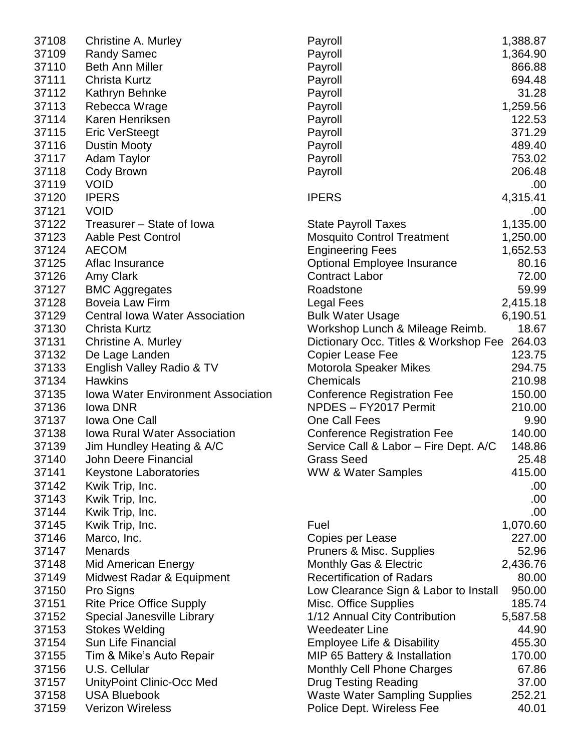| | | | |
|---|---|---|---|
| 37108 | Christine A. Murley | Payroll | 1,388.87 |
| 37109 | Randy Samec | Payroll | 1,364.90 |
| 37110 | Beth Ann Miller | Payroll | 866.88 |
| 37111 | Christa Kurtz | Payroll | 694.48 |
| 37112 | Kathryn Behnke | Payroll | 31.28 |
| 37113 | Rebecca Wrage | Payroll | 1,259.56 |
| 37114 | Karen Henriksen | Payroll | 122.53 |
| 37115 | Eric VerSteegt | Payroll | 371.29 |
| 37116 | Dustin Mooty | Payroll | 489.40 |
| 37117 | Adam Taylor | Payroll | 753.02 |
| 37118 | Cody Brown | Payroll | 206.48 |
| 37119 | VOID | | .00 |
| 37120 | IPERS | IPERS | 4,315.41 |
| 37121 | VOID | | .00 |
| 37122 | Treasurer – State of Iowa | State Payroll Taxes | 1,135.00 |
| 37123 | Aable Pest Control | Mosquito Control Treatment | 1,250.00 |
| 37124 | AECOM | Engineering Fees | 1,652.53 |
| 37125 | Aflac Insurance | Optional Employee Insurance | 80.16 |
| 37126 | Amy Clark | Contract Labor | 72.00 |
| 37127 | BMC Aggregates | Roadstone | 59.99 |
| 37128 | Boveia Law Firm | Legal Fees | 2,415.18 |
| 37129 | Central Iowa Water Association | Bulk Water Usage | 6,190.51 |
| 37130 | Christa Kurtz | Workshop Lunch & Mileage Reimb. | 18.67 |
| 37131 | Christine A. Murley | Dictionary Occ. Titles & Workshop Fee | 264.03 |
| 37132 | De Lage Landen | Copier Lease Fee | 123.75 |
| 37133 | English Valley Radio & TV | Motorola Speaker Mikes | 294.75 |
| 37134 | Hawkins | Chemicals | 210.98 |
| 37135 | Iowa Water Environment Association | Conference Registration Fee | 150.00 |
| 37136 | Iowa DNR | NPDES – FY2017 Permit | 210.00 |
| 37137 | Iowa One Call | One Call Fees | 9.90 |
| 37138 | Iowa Rural Water Association | Conference Registration Fee | 140.00 |
| 37139 | Jim Hundley Heating & A/C | Service Call & Labor – Fire Dept. A/C | 148.86 |
| 37140 | John Deere Financial | Grass Seed | 25.48 |
| 37141 | Keystone Laboratories | WW & Water Samples | 415.00 |
| 37142 | Kwik Trip, Inc. | | .00 |
| 37143 | Kwik Trip, Inc. | | .00 |
| 37144 | Kwik Trip, Inc. | | .00 |
| 37145 | Kwik Trip, Inc. | Fuel | 1,070.60 |
| 37146 | Marco, Inc. | Copies per Lease | 227.00 |
| 37147 | Menards | Pruners & Misc. Supplies | 52.96 |
| 37148 | Mid American Energy | Monthly Gas & Electric | 2,436.76 |
| 37149 | Midwest Radar & Equipment | Recertification of Radars | 80.00 |
| 37150 | Pro Signs | Low Clearance Sign & Labor to Install | 950.00 |
| 37151 | Rite Price Office Supply | Misc. Office Supplies | 185.74 |
| 37152 | Special Janesville Library | 1/12 Annual City Contribution | 5,587.58 |
| 37153 | Stokes Welding | Weedeater Line | 44.90 |
| 37154 | Sun Life Financial | Employee Life & Disability | 455.30 |
| 37155 | Tim & Mike's Auto Repair | MIP 65 Battery & Installation | 170.00 |
| 37156 | U.S. Cellular | Monthly Cell Phone Charges | 67.86 |
| 37157 | UnityPoint Clinic-Occ Med | Drug Testing Reading | 37.00 |
| 37158 | USA Bluebook | Waste Water Sampling Supplies | 252.21 |
| 37159 | Verizon Wireless | Police Dept. Wireless Fee | 40.01 |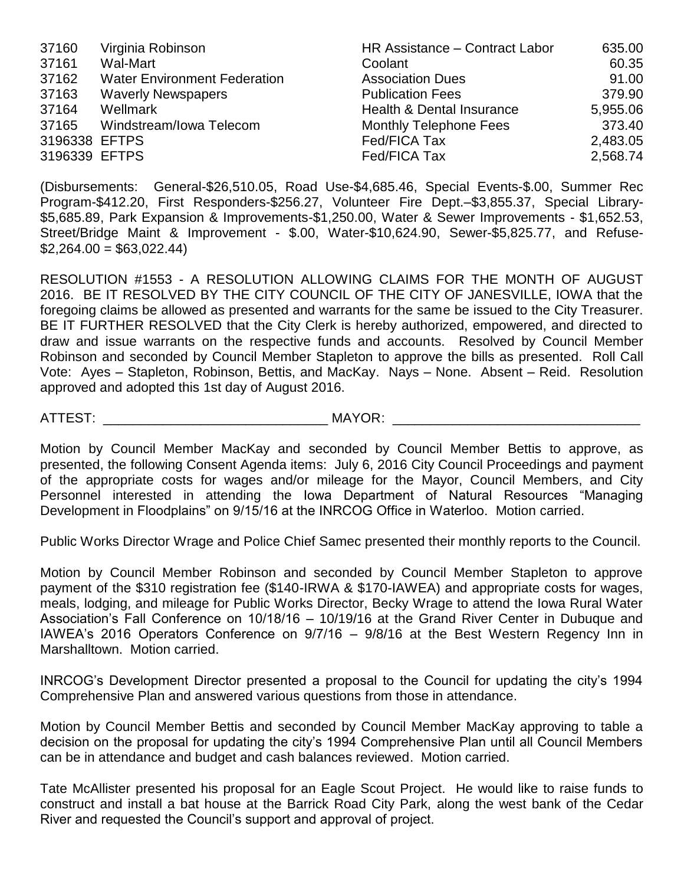| | | | |
|---|---|---|---|
| 37160 | Virginia Robinson | HR Assistance – Contract Labor | 635.00 |
| 37161 | Wal-Mart | Coolant | 60.35 |
| 37162 | Water Environment Federation | Association Dues | 91.00 |
| 37163 | Waverly Newspapers | Publication Fees | 379.90 |
| 37164 | Wellmark | Health & Dental Insurance | 5,955.06 |
| 37165 | Windstream/Iowa Telecom | Monthly Telephone Fees | 373.40 |
| 3196338 | EFTPS | Fed/FICA Tax | 2,483.05 |
| 3196339 | EFTPS | Fed/FICA Tax | 2,568.74 |

(Disbursements: General-$26,510.05, Road Use-$4,685.46, Special Events-$.00, Summer Rec Program-$412.20, First Responders-$256.27, Volunteer Fire Dept.–$3,855.37, Special Library-$5,685.89, Park Expansion & Improvements-$1,250.00, Water & Sewer Improvements - $1,652.53, Street/Bridge Maint & Improvement - $.00, Water-$10,624.90, Sewer-$5,825.77, and Refuse-$2,264.00 = $63,022.44)

RESOLUTION #1553 - A RESOLUTION ALLOWING CLAIMS FOR THE MONTH OF AUGUST 2016. BE IT RESOLVED BY THE CITY COUNCIL OF THE CITY OF JANESVILLE, IOWA that the foregoing claims be allowed as presented and warrants for the same be issued to the City Treasurer. BE IT FURTHER RESOLVED that the City Clerk is hereby authorized, empowered, and directed to draw and issue warrants on the respective funds and accounts. Resolved by Council Member Robinson and seconded by Council Member Stapleton to approve the bills as presented. Roll Call Vote: Ayes – Stapleton, Robinson, Bettis, and MacKay. Nays – None. Absent – Reid. Resolution approved and adopted this 1st day of August 2016.

ATTEST: ______________________________ MAYOR: _________________________________

Motion by Council Member MacKay and seconded by Council Member Bettis to approve, as presented, the following Consent Agenda items: July 6, 2016 City Council Proceedings and payment of the appropriate costs for wages and/or mileage for the Mayor, Council Members, and City Personnel interested in attending the Iowa Department of Natural Resources "Managing Development in Floodplains" on 9/15/16 at the INRCOG Office in Waterloo. Motion carried.

Public Works Director Wrage and Police Chief Samec presented their monthly reports to the Council.

Motion by Council Member Robinson and seconded by Council Member Stapleton to approve payment of the $310 registration fee ($140-IRWA & $170-IAWEA) and appropriate costs for wages, meals, lodging, and mileage for Public Works Director, Becky Wrage to attend the Iowa Rural Water Association's Fall Conference on 10/18/16 – 10/19/16 at the Grand River Center in Dubuque and IAWEA's 2016 Operators Conference on 9/7/16 – 9/8/16 at the Best Western Regency Inn in Marshalltown. Motion carried.

INRCOG's Development Director presented a proposal to the Council for updating the city's 1994 Comprehensive Plan and answered various questions from those in attendance.

Motion by Council Member Bettis and seconded by Council Member MacKay approving to table a decision on the proposal for updating the city's 1994 Comprehensive Plan until all Council Members can be in attendance and budget and cash balances reviewed. Motion carried.

Tate McAllister presented his proposal for an Eagle Scout Project. He would like to raise funds to construct and install a bat house at the Barrick Road City Park, along the west bank of the Cedar River and requested the Council's support and approval of project.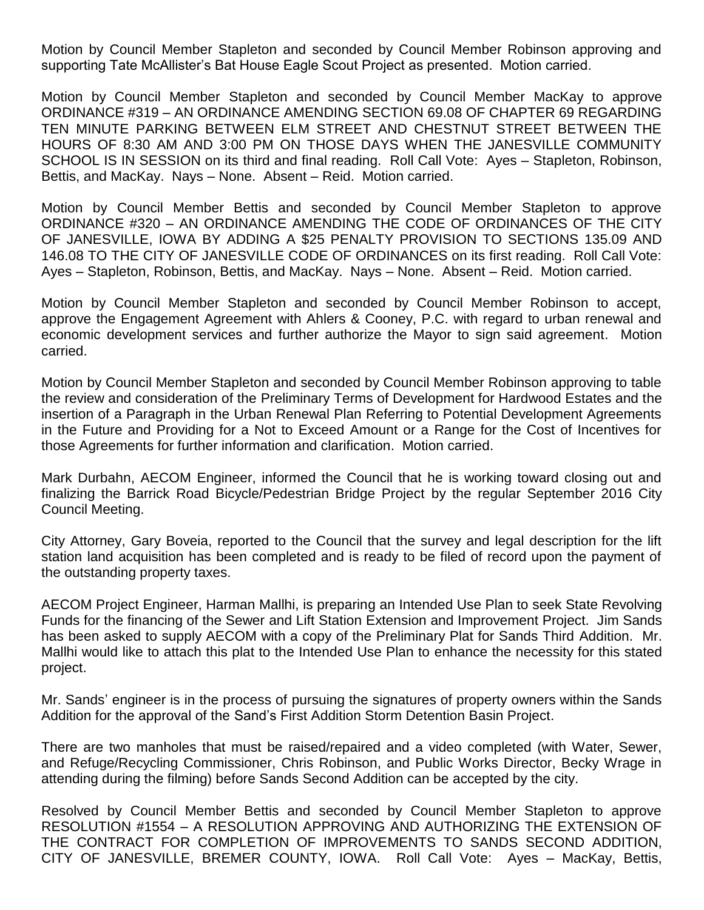Motion by Council Member Stapleton and seconded by Council Member Robinson approving and supporting Tate McAllister's Bat House Eagle Scout Project as presented. Motion carried.

Motion by Council Member Stapleton and seconded by Council Member MacKay to approve ORDINANCE #319 – AN ORDINANCE AMENDING SECTION 69.08 OF CHAPTER 69 REGARDING TEN MINUTE PARKING BETWEEN ELM STREET AND CHESTNUT STREET BETWEEN THE HOURS OF 8:30 AM AND 3:00 PM ON THOSE DAYS WHEN THE JANESVILLE COMMUNITY SCHOOL IS IN SESSION on its third and final reading. Roll Call Vote: Ayes – Stapleton, Robinson, Bettis, and MacKay. Nays – None. Absent – Reid. Motion carried.

Motion by Council Member Bettis and seconded by Council Member Stapleton to approve ORDINANCE #320 – AN ORDINANCE AMENDING THE CODE OF ORDINANCES OF THE CITY OF JANESVILLE, IOWA BY ADDING A $25 PENALTY PROVISION TO SECTIONS 135.09 AND 146.08 TO THE CITY OF JANESVILLE CODE OF ORDINANCES on its first reading. Roll Call Vote: Ayes – Stapleton, Robinson, Bettis, and MacKay. Nays – None. Absent – Reid. Motion carried.

Motion by Council Member Stapleton and seconded by Council Member Robinson to accept, approve the Engagement Agreement with Ahlers & Cooney, P.C. with regard to urban renewal and economic development services and further authorize the Mayor to sign said agreement. Motion carried.

Motion by Council Member Stapleton and seconded by Council Member Robinson approving to table the review and consideration of the Preliminary Terms of Development for Hardwood Estates and the insertion of a Paragraph in the Urban Renewal Plan Referring to Potential Development Agreements in the Future and Providing for a Not to Exceed Amount or a Range for the Cost of Incentives for those Agreements for further information and clarification. Motion carried.

Mark Durbahn, AECOM Engineer, informed the Council that he is working toward closing out and finalizing the Barrick Road Bicycle/Pedestrian Bridge Project by the regular September 2016 City Council Meeting.

City Attorney, Gary Boveia, reported to the Council that the survey and legal description for the lift station land acquisition has been completed and is ready to be filed of record upon the payment of the outstanding property taxes.

AECOM Project Engineer, Harman Mallhi, is preparing an Intended Use Plan to seek State Revolving Funds for the financing of the Sewer and Lift Station Extension and Improvement Project. Jim Sands has been asked to supply AECOM with a copy of the Preliminary Plat for Sands Third Addition. Mr. Mallhi would like to attach this plat to the Intended Use Plan to enhance the necessity for this stated project.

Mr. Sands' engineer is in the process of pursuing the signatures of property owners within the Sands Addition for the approval of the Sand's First Addition Storm Detention Basin Project.

There are two manholes that must be raised/repaired and a video completed (with Water, Sewer, and Refuge/Recycling Commissioner, Chris Robinson, and Public Works Director, Becky Wrage in attending during the filming) before Sands Second Addition can be accepted by the city.

Resolved by Council Member Bettis and seconded by Council Member Stapleton to approve RESOLUTION #1554 – A RESOLUTION APPROVING AND AUTHORIZING THE EXTENSION OF THE CONTRACT FOR COMPLETION OF IMPROVEMENTS TO SANDS SECOND ADDITION, CITY OF JANESVILLE, BREMER COUNTY, IOWA. Roll Call Vote: Ayes – MacKay, Bettis,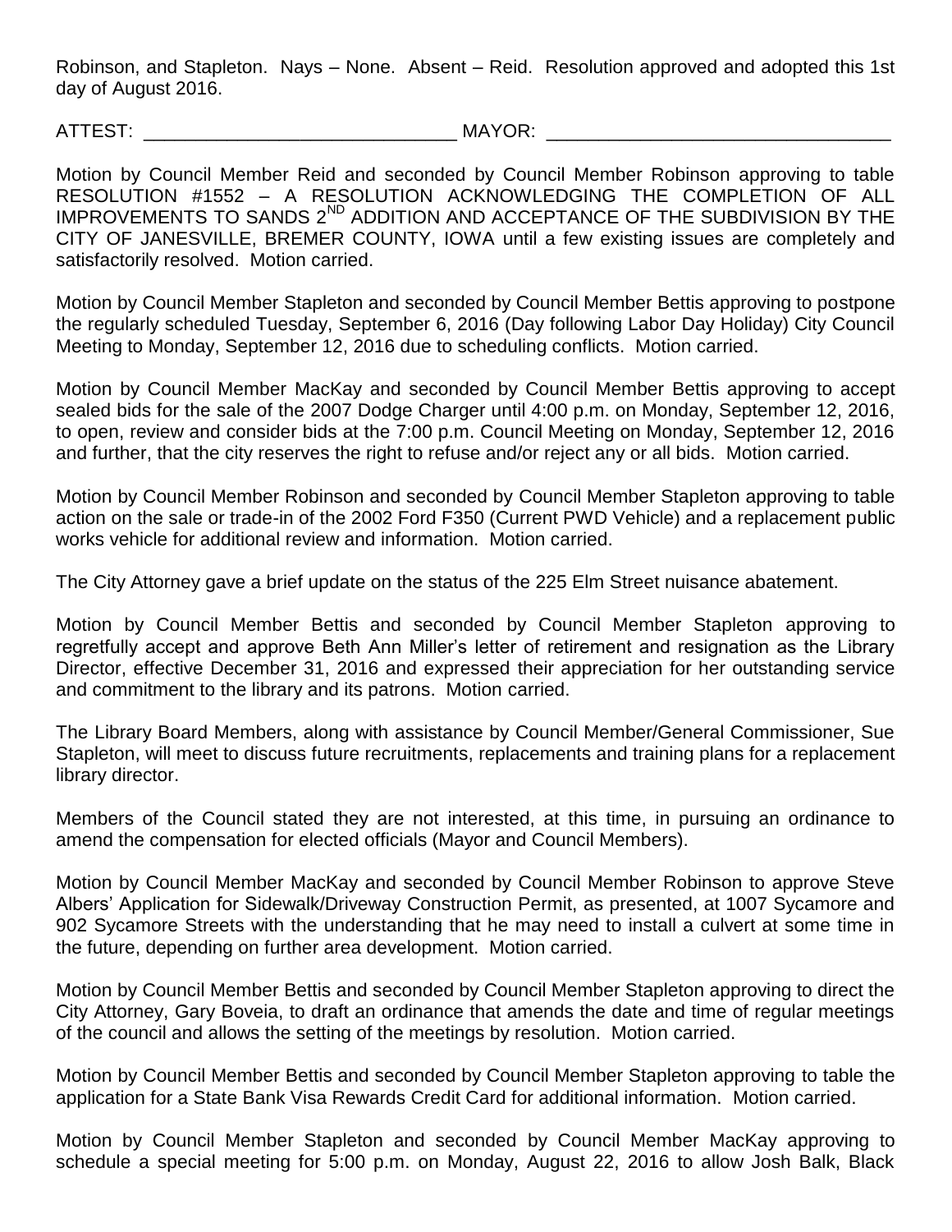Robinson, and Stapleton. Nays – None. Absent – Reid. Resolution approved and adopted this 1st day of August 2016.

ATTEST: ______________________________ MAYOR: _________________________________

Motion by Council Member Reid and seconded by Council Member Robinson approving to table RESOLUTION #1552 – A RESOLUTION ACKNOWLEDGING THE COMPLETION OF ALL IMPROVEMENTS TO SANDS 2ND ADDITION AND ACCEPTANCE OF THE SUBDIVISION BY THE CITY OF JANESVILLE, BREMER COUNTY, IOWA until a few existing issues are completely and satisfactorily resolved. Motion carried.

Motion by Council Member Stapleton and seconded by Council Member Bettis approving to postpone the regularly scheduled Tuesday, September 6, 2016 (Day following Labor Day Holiday) City Council Meeting to Monday, September 12, 2016 due to scheduling conflicts. Motion carried.

Motion by Council Member MacKay and seconded by Council Member Bettis approving to accept sealed bids for the sale of the 2007 Dodge Charger until 4:00 p.m. on Monday, September 12, 2016, to open, review and consider bids at the 7:00 p.m. Council Meeting on Monday, September 12, 2016 and further, that the city reserves the right to refuse and/or reject any or all bids. Motion carried.

Motion by Council Member Robinson and seconded by Council Member Stapleton approving to table action on the sale or trade-in of the 2002 Ford F350 (Current PWD Vehicle) and a replacement public works vehicle for additional review and information. Motion carried.

The City Attorney gave a brief update on the status of the 225 Elm Street nuisance abatement.

Motion by Council Member Bettis and seconded by Council Member Stapleton approving to regretfully accept and approve Beth Ann Miller's letter of retirement and resignation as the Library Director, effective December 31, 2016 and expressed their appreciation for her outstanding service and commitment to the library and its patrons. Motion carried.

The Library Board Members, along with assistance by Council Member/General Commissioner, Sue Stapleton, will meet to discuss future recruitments, replacements and training plans for a replacement library director.

Members of the Council stated they are not interested, at this time, in pursuing an ordinance to amend the compensation for elected officials (Mayor and Council Members).

Motion by Council Member MacKay and seconded by Council Member Robinson to approve Steve Albers' Application for Sidewalk/Driveway Construction Permit, as presented, at 1007 Sycamore and 902 Sycamore Streets with the understanding that he may need to install a culvert at some time in the future, depending on further area development. Motion carried.

Motion by Council Member Bettis and seconded by Council Member Stapleton approving to direct the City Attorney, Gary Boveia, to draft an ordinance that amends the date and time of regular meetings of the council and allows the setting of the meetings by resolution. Motion carried.

Motion by Council Member Bettis and seconded by Council Member Stapleton approving to table the application for a State Bank Visa Rewards Credit Card for additional information. Motion carried.

Motion by Council Member Stapleton and seconded by Council Member MacKay approving to schedule a special meeting for 5:00 p.m. on Monday, August 22, 2016 to allow Josh Balk, Black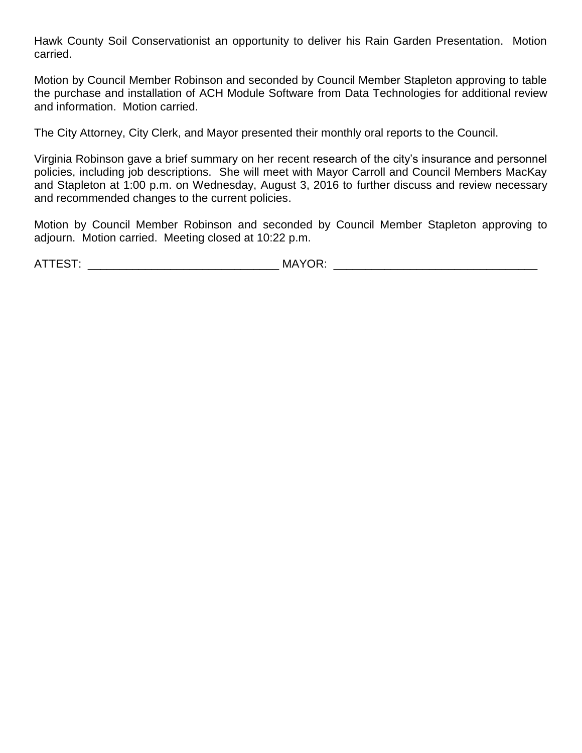Hawk County Soil Conservationist an opportunity to deliver his Rain Garden Presentation. Motion carried.

Motion by Council Member Robinson and seconded by Council Member Stapleton approving to table the purchase and installation of ACH Module Software from Data Technologies for additional review and information. Motion carried.

The City Attorney, City Clerk, and Mayor presented their monthly oral reports to the Council.

Virginia Robinson gave a brief summary on her recent research of the city's insurance and personnel policies, including job descriptions. She will meet with Mayor Carroll and Council Members MacKay and Stapleton at 1:00 p.m. on Wednesday, August 3, 2016 to further discuss and review necessary and recommended changes to the current policies.

Motion by Council Member Robinson and seconded by Council Member Stapleton approving to adjourn. Motion carried. Meeting closed at 10:22 p.m.

ATTEST: ______________________________ MAYOR: ________________________________